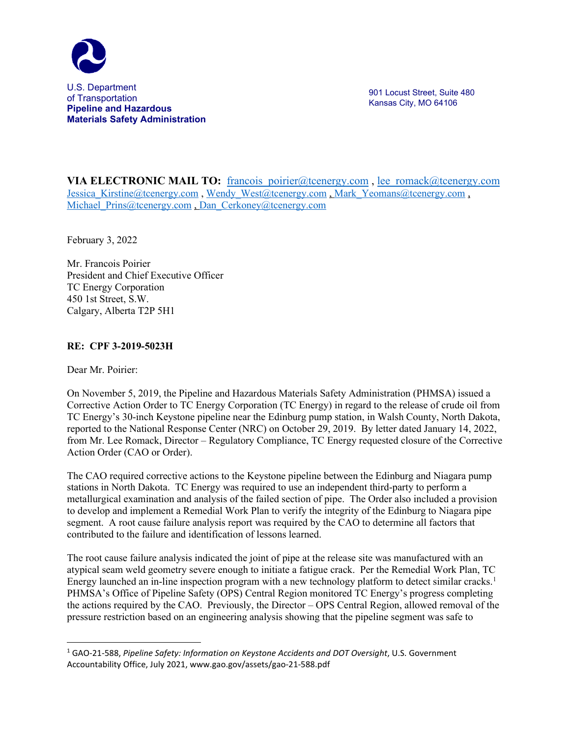U.S. Department of Transportation
**Pipeline and Hazardous Materials Safety Administration**

901 Locust Street, Suite 480
Kansas City, MO 64106

**VIA ELECTRONIC MAIL TO:** francois_poirier@tcenergy.com , lee_romack@tcenergy.com Jessica_Kirstine@tcenergy.com , Wendy_West@tcenergy.com , Mark_Yeomans@tcenergy.com , Michael_Prins@tcenergy.com , Dan_Cerkoney@tcenergy.com

February 3, 2022

Mr. Francois Poirier
President and Chief Executive Officer
TC Energy Corporation
450 1st Street, S.W.
Calgary, Alberta T2P 5H1

**RE: CPF 3-2019-5023H**

Dear Mr. Poirier:

On November 5, 2019, the Pipeline and Hazardous Materials Safety Administration (PHMSA) issued a Corrective Action Order to TC Energy Corporation (TC Energy) in regard to the release of crude oil from TC Energy's 30-inch Keystone pipeline near the Edinburg pump station, in Walsh County, North Dakota, reported to the National Response Center (NRC) on October 29, 2019. By letter dated January 14, 2022, from Mr. Lee Romack, Director – Regulatory Compliance, TC Energy requested closure of the Corrective Action Order (CAO or Order).

The CAO required corrective actions to the Keystone pipeline between the Edinburg and Niagara pump stations in North Dakota. TC Energy was required to use an independent third-party to perform a metallurgical examination and analysis of the failed section of pipe. The Order also included a provision to develop and implement a Remedial Work Plan to verify the integrity of the Edinburg to Niagara pipe segment. A root cause failure analysis report was required by the CAO to determine all factors that contributed to the failure and identification of lessons learned.

The root cause failure analysis indicated the joint of pipe at the release site was manufactured with an atypical seam weld geometry severe enough to initiate a fatigue crack. Per the Remedial Work Plan, TC Energy launched an in-line inspection program with a new technology platform to detect similar cracks.[1] PHMSA's Office of Pipeline Safety (OPS) Central Region monitored TC Energy's progress completing the actions required by the CAO. Previously, the Director – OPS Central Region, allowed removal of the pressure restriction based on an engineering analysis showing that the pipeline segment was safe to

[1] GAO-21-588, *Pipeline Safety: Information on Keystone Accidents and DOT Oversight*, U.S. Government Accountability Office, July 2021, www.gao.gov/assets/gao-21-588.pdf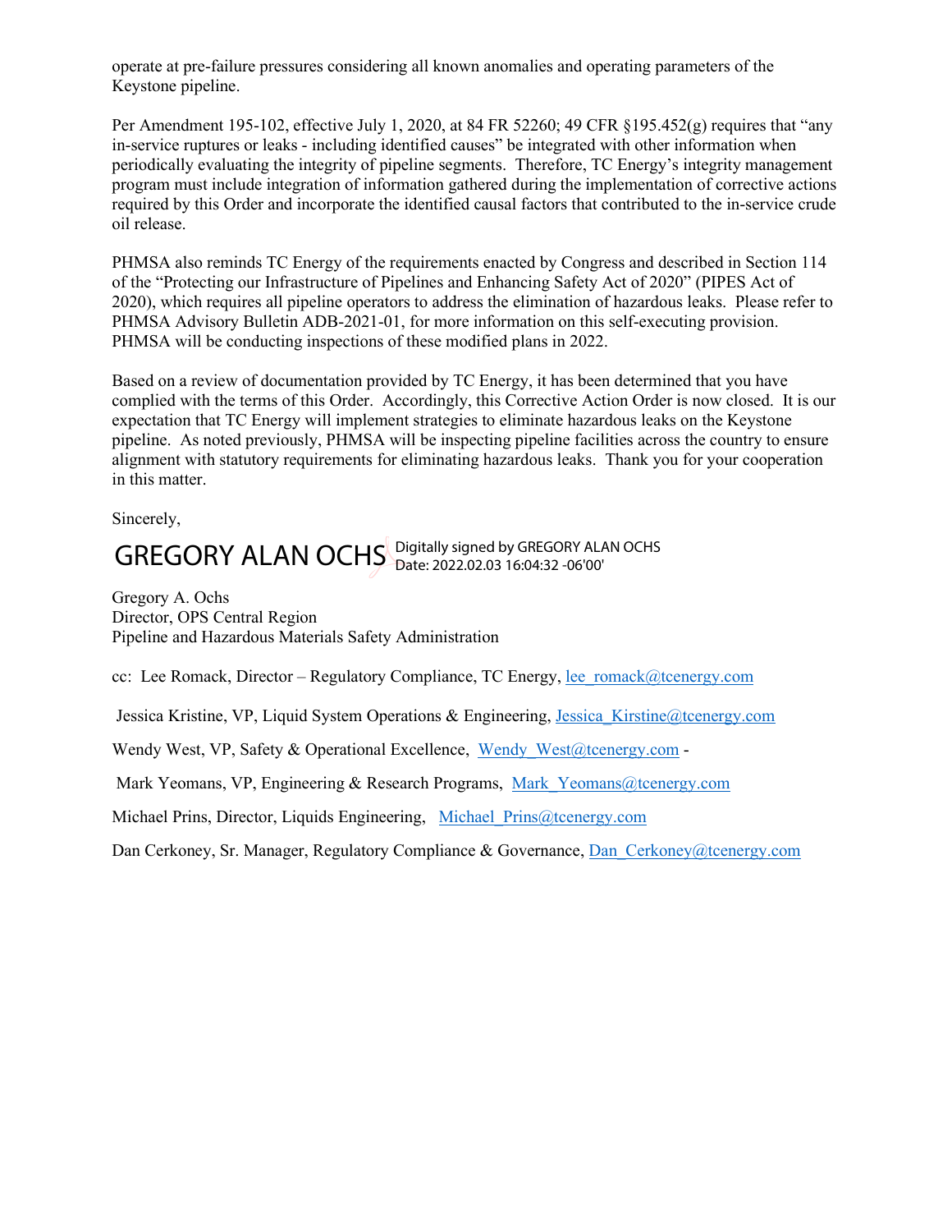operate at pre-failure pressures considering all known anomalies and operating parameters of the Keystone pipeline.

Per Amendment 195-102, effective July 1, 2020, at 84 FR 52260; 49 CFR §195.452(g) requires that "any in-service ruptures or leaks - including identified causes" be integrated with other information when periodically evaluating the integrity of pipeline segments. Therefore, TC Energy's integrity management program must include integration of information gathered during the implementation of corrective actions required by this Order and incorporate the identified causal factors that contributed to the in-service crude oil release.

PHMSA also reminds TC Energy of the requirements enacted by Congress and described in Section 114 of the "Protecting our Infrastructure of Pipelines and Enhancing Safety Act of 2020" (PIPES Act of 2020), which requires all pipeline operators to address the elimination of hazardous leaks. Please refer to PHMSA Advisory Bulletin ADB-2021-01, for more information on this self-executing provision. PHMSA will be conducting inspections of these modified plans in 2022.

Based on a review of documentation provided by TC Energy, it has been determined that you have complied with the terms of this Order. Accordingly, this Corrective Action Order is now closed. It is our expectation that TC Energy will implement strategies to eliminate hazardous leaks on the Keystone pipeline. As noted previously, PHMSA will be inspecting pipeline facilities across the country to ensure alignment with statutory requirements for eliminating hazardous leaks. Thank you for your cooperation in this matter.

Sincerely,

GREGORY ALAN OCHS Digitally signed by GREGORY ALAN OCHS
Date: 2022.02.03 16:04:32 -06'00'

Gregory A. Ochs
Director, OPS Central Region
Pipeline and Hazardous Materials Safety Administration

cc: Lee Romack, Director – Regulatory Compliance, TC Energy, lee_romack@tcenergy.com

Jessica Kristine, VP, Liquid System Operations & Engineering, Jessica_Kirstine@tcenergy.com

Wendy West, VP, Safety & Operational Excellence, Wendy_West@tcenergy.com -

Mark Yeomans, VP, Engineering & Research Programs, Mark_Yeomans@tcenergy.com

Michael Prins, Director, Liquids Engineering, Michael_Prins@tcenergy.com

Dan Cerkoney, Sr. Manager, Regulatory Compliance & Governance, Dan_Cerkoney@tcenergy.com